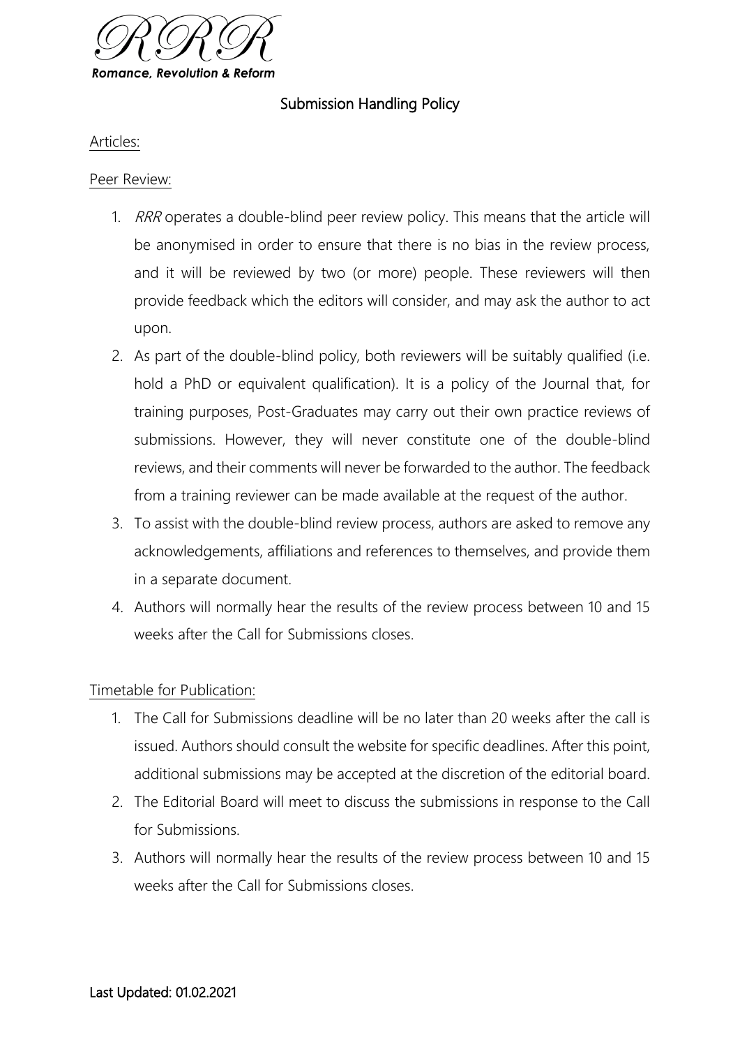RRR

*Romance, Revolution & Reform*

# Submission Handling Policy

## Articles:

### Peer Review:

1. *RRR* operates a double-blind peer review policy. This means that the article will be anonymised in order to ensure that there is no bias in the review process, and it will be reviewed by two (or more) people. These reviewers will then provide feedback which the editors will consider, and may ask the author to act upon.
2. As part of the double-blind policy, both reviewers will be suitably qualified (i.e. hold a PhD or equivalent qualification). It is a policy of the Journal that, for training purposes, Post-Graduates may carry out their own practice reviews of submissions. However, they will never constitute one of the double-blind reviews, and their comments will never be forwarded to the author. The feedback from a training reviewer can be made available at the request of the author.
3. To assist with the double-blind review process, authors are asked to remove any acknowledgements, affiliations and references to themselves, and provide them in a separate document.
4. Authors will normally hear the results of the review process between 10 and 15 weeks after the Call for Submissions closes.

### Timetable for Publication:

1. The Call for Submissions deadline will be no later than 20 weeks after the call is issued. Authors should consult the website for specific deadlines. After this point, additional submissions may be accepted at the discretion of the editorial board.
2. The Editorial Board will meet to discuss the submissions in response to the Call for Submissions.
3. Authors will normally hear the results of the review process between 10 and 15 weeks after the Call for Submissions closes.

Last Updated: 01.02.2021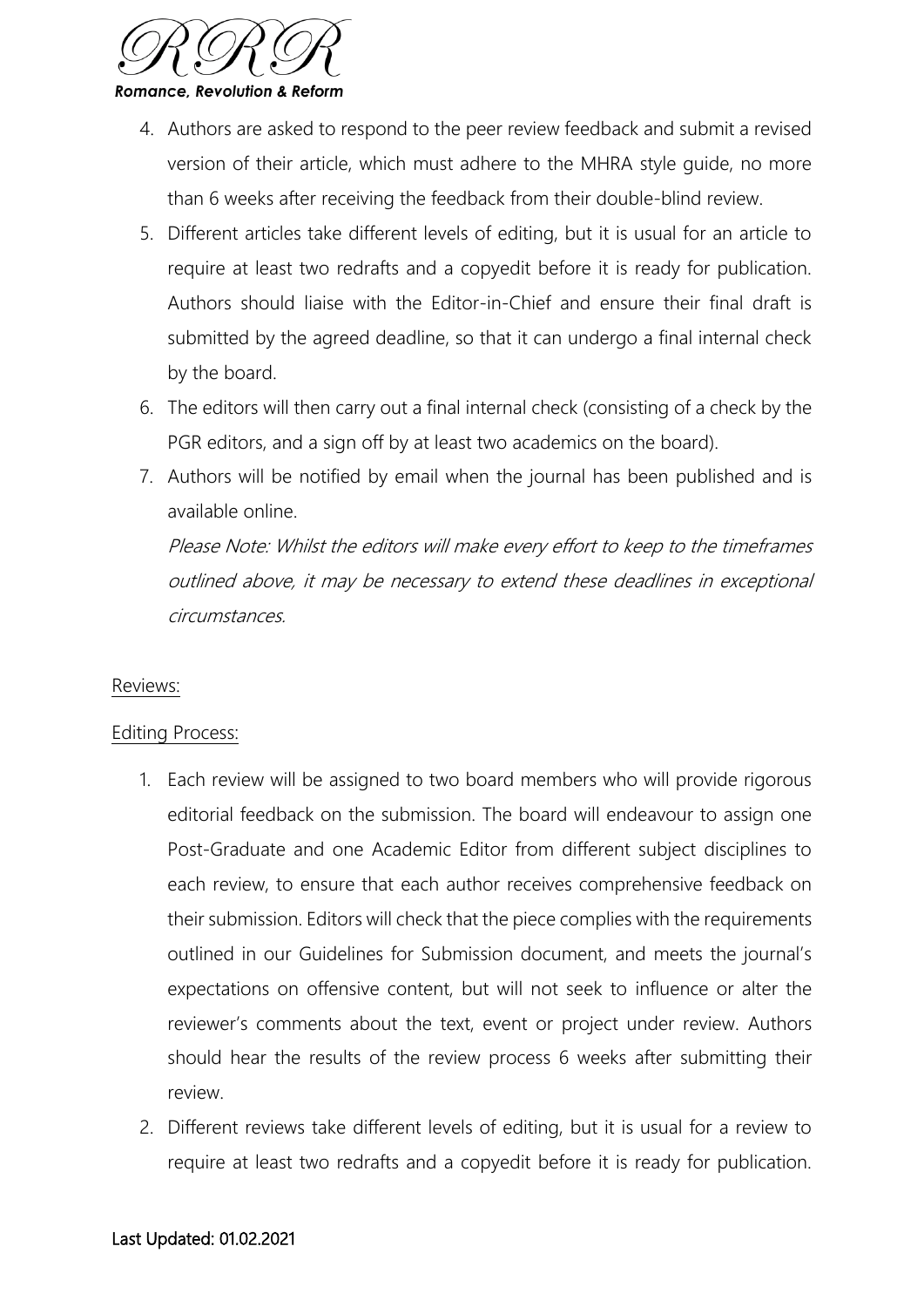4. Authors are asked to respond to the peer review feedback and submit a revised version of their article, which must adhere to the MHRA style guide, no more than 6 weeks after receiving the feedback from their double-blind review.
5. Different articles take different levels of editing, but it is usual for an article to require at least two redrafts and a copyedit before it is ready for publication. Authors should liaise with the Editor-in-Chief and ensure their final draft is submitted by the agreed deadline, so that it can undergo a final internal check by the board.
6. The editors will then carry out a final internal check (consisting of a check by the PGR editors, and a sign off by at least two academics on the board).
7. Authors will be notified by email when the journal has been published and is available online.

   *Please Note: Whilst the editors will make every effort to keep to the timeframes outlined above, it may be necessary to extend these deadlines in exceptional circumstances.*

<u>Reviews:</u>

<u>Editing Process:</u>

1. Each review will be assigned to two board members who will provide rigorous editorial feedback on the submission. The board will endeavour to assign one Post-Graduate and one Academic Editor from different subject disciplines to each review, to ensure that each author receives comprehensive feedback on their submission. Editors will check that the piece complies with the requirements outlined in our Guidelines for Submission document, and meets the journal's expectations on offensive content, but will not seek to influence or alter the reviewer's comments about the text, event or project under review. Authors should hear the results of the review process 6 weeks after submitting their review.
2. Different reviews take different levels of editing, but it is usual for a review to require at least two redrafts and a copyedit before it is ready for publication.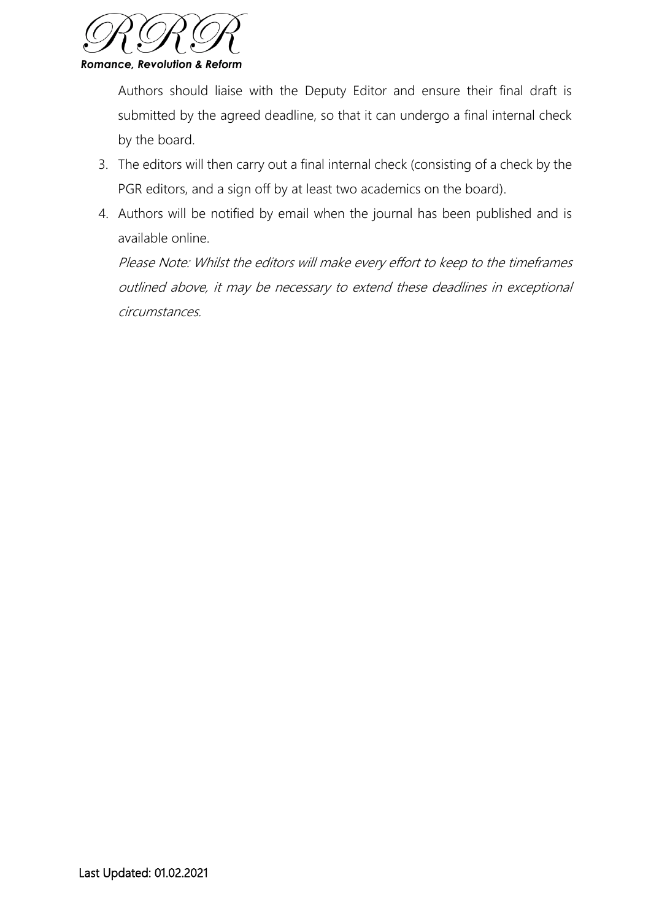Authors should liaise with the Deputy Editor and ensure their final draft is submitted by the agreed deadline, so that it can undergo a final internal check by the board.

3. The editors will then carry out a final internal check (consisting of a check by the PGR editors, and a sign off by at least two academics on the board).
4. Authors will be notified by email when the journal has been published and is available online.

   *Please Note: Whilst the editors will make every effort to keep to the timeframes outlined above, it may be necessary to extend these deadlines in exceptional circumstances.*

Last Updated: 01.02.2021